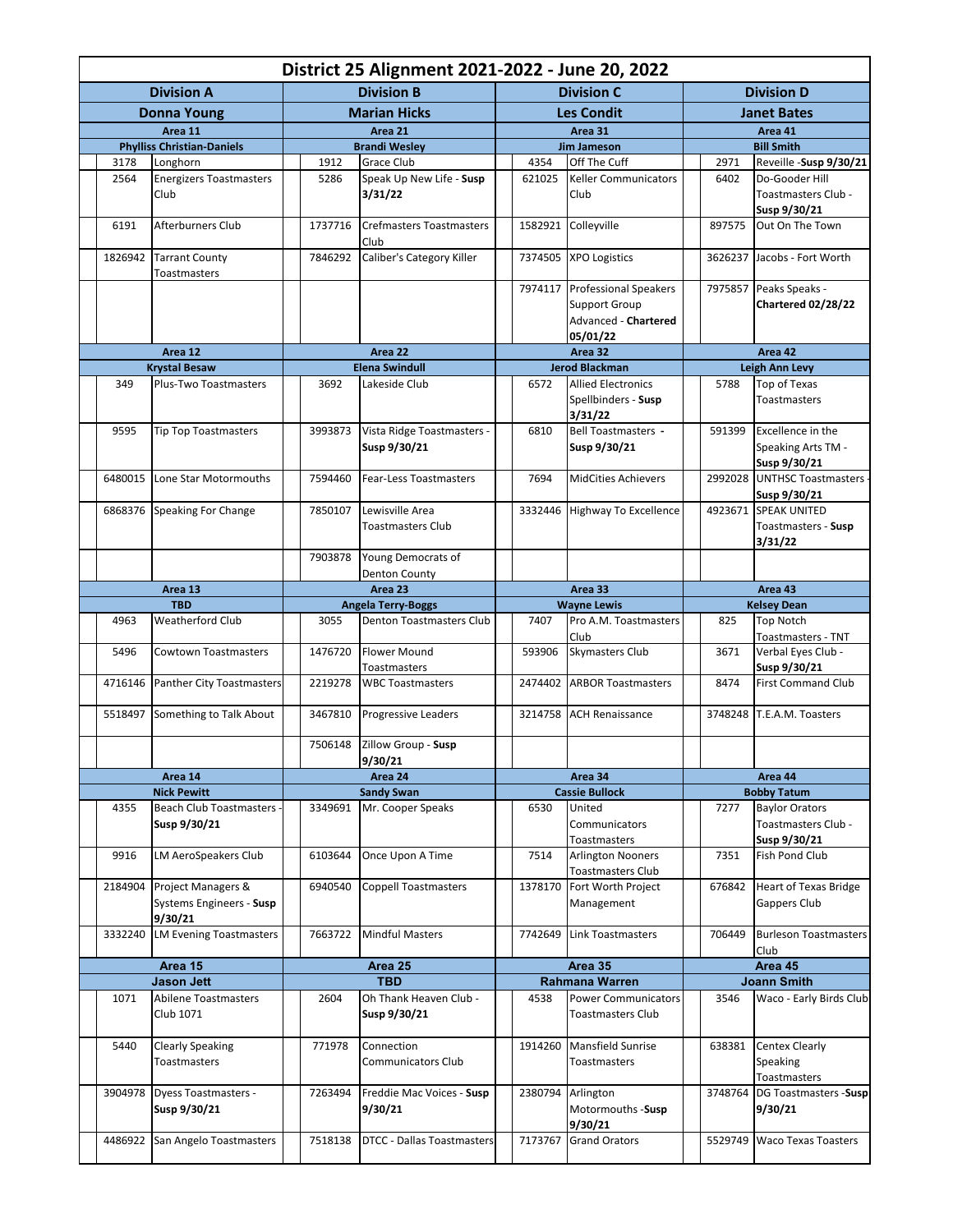# District 25 Alignment 2021-2022 - June 20, 2022

| Division A | | Division B | | Division C | | Division D | |
|---|---|---|---|---|---|---|---|
| **Donna Young** | | **Marian Hicks** | | **Les Condit** | | **Janet Bates** | |
| **Area 11** | | **Area 21** | | **Area 31** | | **Area 41** | |
| **Phylliss Christian-Daniels** | | **Brandi Wesley** | | **Jim Jameson** | | **Bill Smith** | |
| 3178 | Longhorn | 1912 | Grace Club | 4354 | Off The Cuff | 2971 | Reveille -**Susp 9/30/21** |
| 2564 | Energizers Toastmasters Club | 5286 | Speak Up New Life - **Susp 3/31/22** | 621025 | Keller Communicators Club | 6402 | Do-Gooder Hill Toastmasters Club - **Susp 9/30/21** |
| 6191 | Afterburners Club | 1737716 | Crefmasters Toastmasters Club | 1582921 | Colleyville | 897575 | Out On The Town |
| 1826942 | Tarrant County Toastmasters | 7846292 | Caliber's Category Killer | 7374505 | XPO Logistics | 3626237 | Jacobs - Fort Worth |
| | | | | 7974117 | Professional Speakers Support Group Advanced - **Chartered 05/01/22** | 7975857 | Peaks Speaks - **Chartered 02/28/22** |
| **Area 12** | | **Area 22** | | **Area 32** | | **Area 42** | |
| **Krystal Besaw** | | **Elena Swindull** | | **Jerod Blackman** | | **Leigh Ann Levy** | |
| 349 | Plus-Two Toastmasters | 3692 | Lakeside Club | 6572 | Allied Electronics Spellbinders - **Susp 3/31/22** | 5788 | Top of Texas Toastmasters |
| 9595 | Tip Top Toastmasters | 3993873 | Vista Ridge Toastmasters - **Susp 9/30/21** | 6810 | Bell Toastmasters - **Susp 9/30/21** | 591399 | Excellence in the Speaking Arts TM - **Susp 9/30/21** |
| 6480015 | Lone Star Motormouths | 7594460 | Fear-Less Toastmasters | 7694 | MidCities Achievers | 2992028 | UNTHSC Toastmasters - **Susp 9/30/21** |
| 6868376 | Speaking For Change | 7850107 | Lewisville Area Toastmasters Club | 3332446 | Highway To Excellence | 4923671 | SPEAK UNITED Toastmasters - **Susp 3/31/22** |
| | | 7903878 | Young Democrats of Denton County | | | | |
| **Area 13** | | **Area 23** | | **Area 33** | | **Area 43** | |
| **TBD** | | **Angela Terry-Boggs** | | **Wayne Lewis** | | **Kelsey Dean** | |
| 4963 | Weatherford Club | 3055 | Denton Toastmasters Club | 7407 | Pro A.M. Toastmasters Club | 825 | Top Notch Toastmasters - TNT |
| 5496 | Cowtown Toastmasters | 1476720 | Flower Mound Toastmasters | 593906 | Skymasters Club | 3671 | Verbal Eyes Club - **Susp 9/30/21** |
| 4716146 | Panther City Toastmasters | 2219278 | WBC Toastmasters | 2474402 | ARBOR Toastmasters | 8474 | First Command Club |
| 5518497 | Something to Talk About | 3467810 | Progressive Leaders | 3214758 | ACH Renaissance | 3748248 | T.E.A.M. Toasters |
| | | 7506148 | Zillow Group - **Susp 9/30/21** | | | | |
| **Area 14** | | **Area 24** | | **Area 34** | | **Area 44** | |
| **Nick Pewitt** | | **Sandy Swan** | | **Cassie Bullock** | | **Bobby Tatum** | |
| 4355 | Beach Club Toastmasters - **Susp 9/30/21** | 3349691 | Mr. Cooper Speaks | 6530 | United Communicators Toastmasters | 7277 | Baylor Orators Toastmasters Club - **Susp 9/30/21** |
| 9916 | LM AeroSpeakers Club | 6103644 | Once Upon A Time | 7514 | Arlington Nooners Toastmasters Club | 7351 | Fish Pond Club |
| 2184904 | Project Managers & Systems Engineers - **Susp 9/30/21** | 6940540 | Coppell Toastmasters | 1378170 | Fort Worth Project Management | 676842 | Heart of Texas Bridge Gappers Club |
| 3332240 | LM Evening Toastmasters | 7663722 | Mindful Masters | 7742649 | Link Toastmasters | 706449 | Burleson Toastmasters Club |
| **Area 15** | | **Area 25** | | **Area 35** | | **Area 45** | |
| **Jason Jett** | | **TBD** | | **Rahmana Warren** | | **Joann Smith** | |
| 1071 | Abilene Toastmasters Club 1071 | 2604 | Oh Thank Heaven Club - **Susp 9/30/21** | 4538 | Power Communicators Toastmasters Club | 3546 | Waco - Early Birds Club |
| 5440 | Clearly Speaking Toastmasters | 771978 | Connection Communicators Club | 1914260 | Mansfield Sunrise Toastmasters | 638381 | Centex Clearly Speaking Toastmasters |
| 3904978 | Dyess Toastmasters - **Susp 9/30/21** | 7263494 | Freddie Mac Voices - **Susp 9/30/21** | 2380794 | Arlington Motormouths -**Susp 9/30/21** | 3748764 | DG Toastmasters -**Susp 9/30/21** |
| 4486922 | San Angelo Toastmasters | 7518138 | DTCC - Dallas Toastmasters | 7173767 | Grand Orators | 5529749 | Waco Texas Toasters |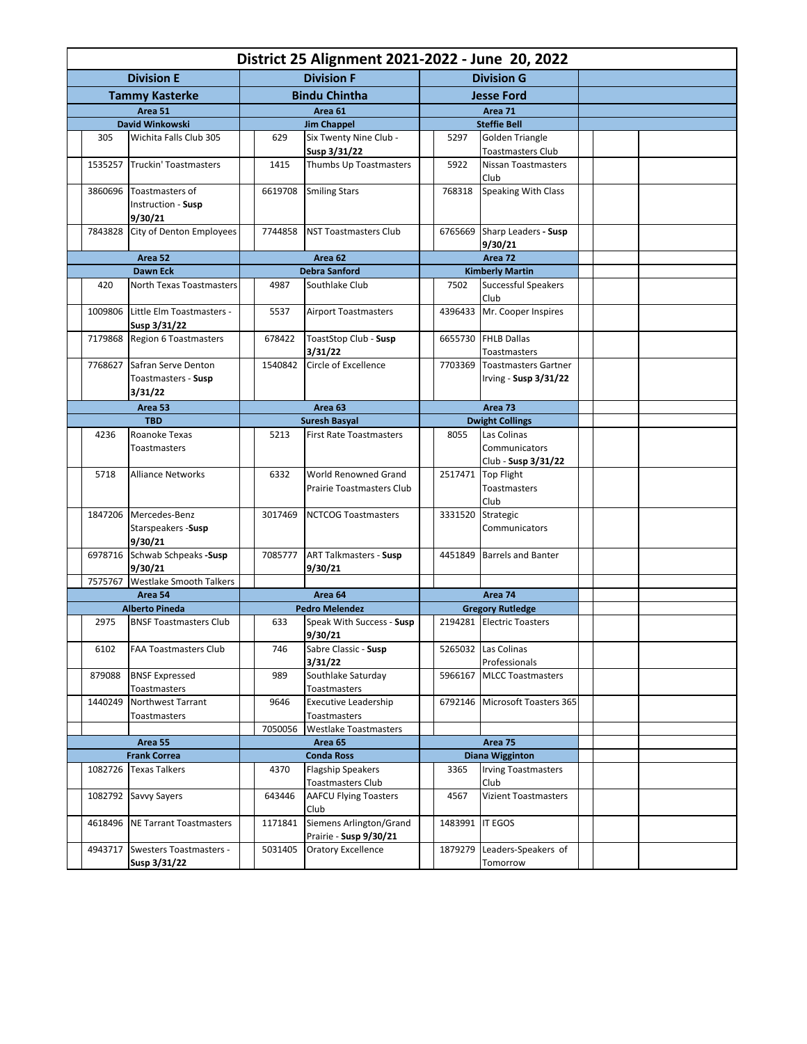# District 25 Alignment 2021-2022 - June 20, 2022

| Division E | | | Division F | | | Division G | | | | |
|---|---|---|---|---|---|---|---|---|---|---|
| Tammy Kasterke | | | Bindu Chintha | | | Jesse Ford | | | | |
| Area 51 | | | Area 61 | | | Area 71 | | | | |
| David Winkowski | | | Jim Chappel | | | Steffie Bell | | | | |
| | 305 | Wichita Falls Club 305 | | 629 | Six Twenty Nine Club - **Susp 3/31/22** | | 5297 | Golden Triangle Toastmasters Club | | |
| | 1535257 | Truckin' Toastmasters | | 1415 | Thumbs Up Toastmasters | | 5922 | Nissan Toastmasters Club | | |
| | 3860696 | Toastmasters of Instruction - **Susp 9/30/21** | | 6619708 | Smiling Stars | | 768318 | Speaking With Class | | |
| | 7843828 | City of Denton Employees | | 7744858 | NST Toastmasters Club | | 6765669 | Sharp Leaders **- Susp 9/30/21** | | |
| Area 52 | | | Area 62 | | | Area 72 | | | | |
| Dawn Eck | | | Debra Sanford | | | Kimberly Martin | | | | |
| | 420 | North Texas Toastmasters | | 4987 | Southlake Club | | 7502 | Successful Speakers Club | | |
| | 1009806 | Little Elm Toastmasters - **Susp 3/31/22** | | 5537 | Airport Toastmasters | | 4396433 | Mr. Cooper Inspires | | |
| | 7179868 | Region 6 Toastmasters | | 678422 | ToastStop Club - **Susp 3/31/22** | | 6655730 | FHLB Dallas Toastmasters | | |
| | 7768627 | Safran Serve Denton Toastmasters - **Susp 3/31/22** | | 1540842 | Circle of Excellence | | 7703369 | Toastmasters Gartner Irving - **Susp 3/31/22** | | |
| Area 53 | | | Area 63 | | | Area 73 | | | | |
| TBD | | | Suresh Basyal | | | Dwight Collings | | | | |
| | 4236 | Roanoke Texas Toastmasters | | 5213 | First Rate Toastmasters | | 8055 | Las Colinas Communicators Club - **Susp 3/31/22** | | |
| | 5718 | Alliance Networks | | 6332 | World Renowned Grand Prairie Toastmasters Club | | 2517471 | Top Flight Toastmasters Club | | |
| | 1847206 | Mercedes-Benz Starspeakers **-Susp 9/30/21** | | 3017469 | NCTCOG Toastmasters | | 3331520 | Strategic Communicators | | |
| | 6978716 | Schwab Schpeaks **-Susp 9/30/21** | | 7085777 | ART Talkmasters - **Susp 9/30/21** | | 4451849 | Barrels and Banter | | |
| | 7575767 | Westlake Smooth Talkers | | | | | | | | |
| Area 54 | | | Area 64 | | | Area 74 | | | | |
| Alberto Pineda | | | Pedro Melendez | | | Gregory Rutledge | | | | |
| | 2975 | BNSF Toastmasters Club | | 633 | Speak With Success - **Susp 9/30/21** | | 2194281 | Electric Toasters | | |
| | 6102 | FAA Toastmasters Club | | 746 | Sabre Classic - **Susp 3/31/22** | | 5265032 | Las Colinas Professionals | | |
| | 879088 | BNSF Expressed Toastmasters | | 989 | Southlake Saturday Toastmasters | | 5966167 | MLCC Toastmasters | | |
| | 1440249 | Northwest Tarrant Toastmasters | | 9646 | Executive Leadership Toastmasters | | 6792146 | Microsoft Toasters 365 | | |
| | | | | 7050056 | Westlake Toastmasters | | | | | |
| Area 55 | | | Area 65 | | | Area 75 | | | | |
| Frank Correa | | | Conda Ross | | | Diana Wigginton | | | | |
| | 1082726 | Texas Talkers | | 4370 | Flagship Speakers Toastmasters Club | | 3365 | Irving Toastmasters Club | | |
| | 1082792 | Savvy Sayers | | 643446 | AAFCU Flying Toasters Club | | 4567 | Vizient Toastmasters | | |
| | 4618496 | NE Tarrant Toastmasters | | 1171841 | Siemens Arlington/Grand Prairie - **Susp 9/30/21** | | 1483991 | IT EGOS | | |
| | 4943717 | Swesters Toastmasters - **Susp 3/31/22** | | 5031405 | Oratory Excellence | | 1879279 | Leaders-Speakers of Tomorrow | | |